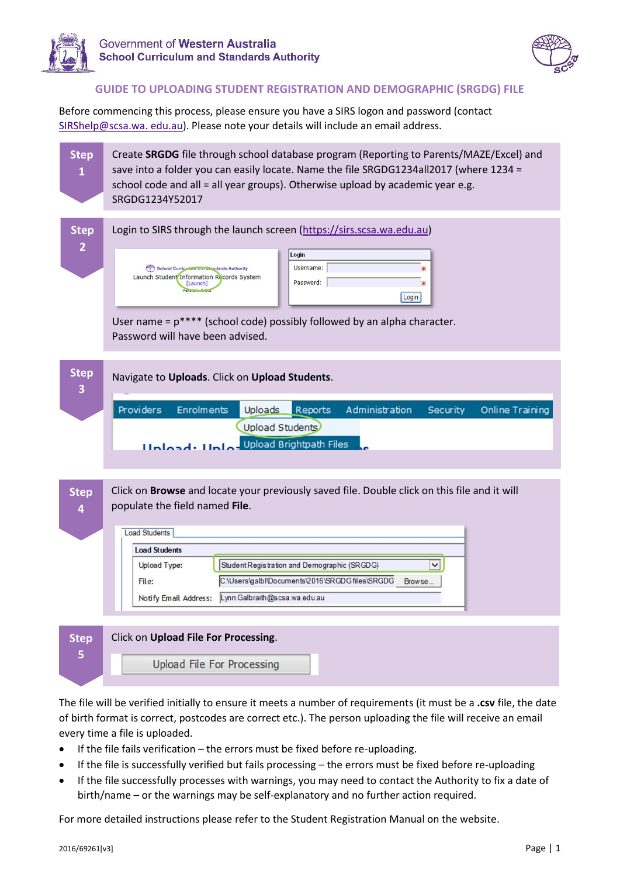Government of Western Australia
School Curriculum and Standards Authority

## GUIDE TO UPLOADING STUDENT REGISTRATION AND DEMOGRAPHIC (SRGDG) FILE

Before commencing this process, please ensure you have a SIRS logon and password (contact SIRShelp@scsa.wa. edu.au). Please note your details will include an email address.

**Step 1**

Create **SRGDG** file through school database program (Reporting to Parents/MAZE/Excel) and save into a folder you can easily locate. Name the file SRGDG1234all2017 (where 1234 = school code and all = all year groups). Otherwise upload by academic year e.g. SRGDG1234Y52017

**Step 2**

Login to SIRS through the launch screen (https://sirs.scsa.wa.edu.au)

User name = p**** (school code) possibly followed by an alpha character.
Password will have been advised.

**Step 3**

Navigate to **Uploads**. Click on **Upload Students**.

**Step 4**

Click on **Browse** and locate your previously saved file. Double click on this file and it will populate the field named **File**.

**Step 5**

Click on **Upload File For Processing**.

The file will be verified initially to ensure it meets a number of requirements (it must be a **.csv** file, the date of birth format is correct, postcodes are correct etc.). The person uploading the file will receive an email every time a file is uploaded.

- If the file fails verification – the errors must be fixed before re-uploading.
- If the file is successfully verified but fails processing – the errors must be fixed before re-uploading
- If the file successfully processes with warnings, you may need to contact the Authority to fix a date of birth/name – or the warnings may be self-explanatory and no further action required.

For more detailed instructions please refer to the Student Registration Manual on the website.

2016/69261[v3]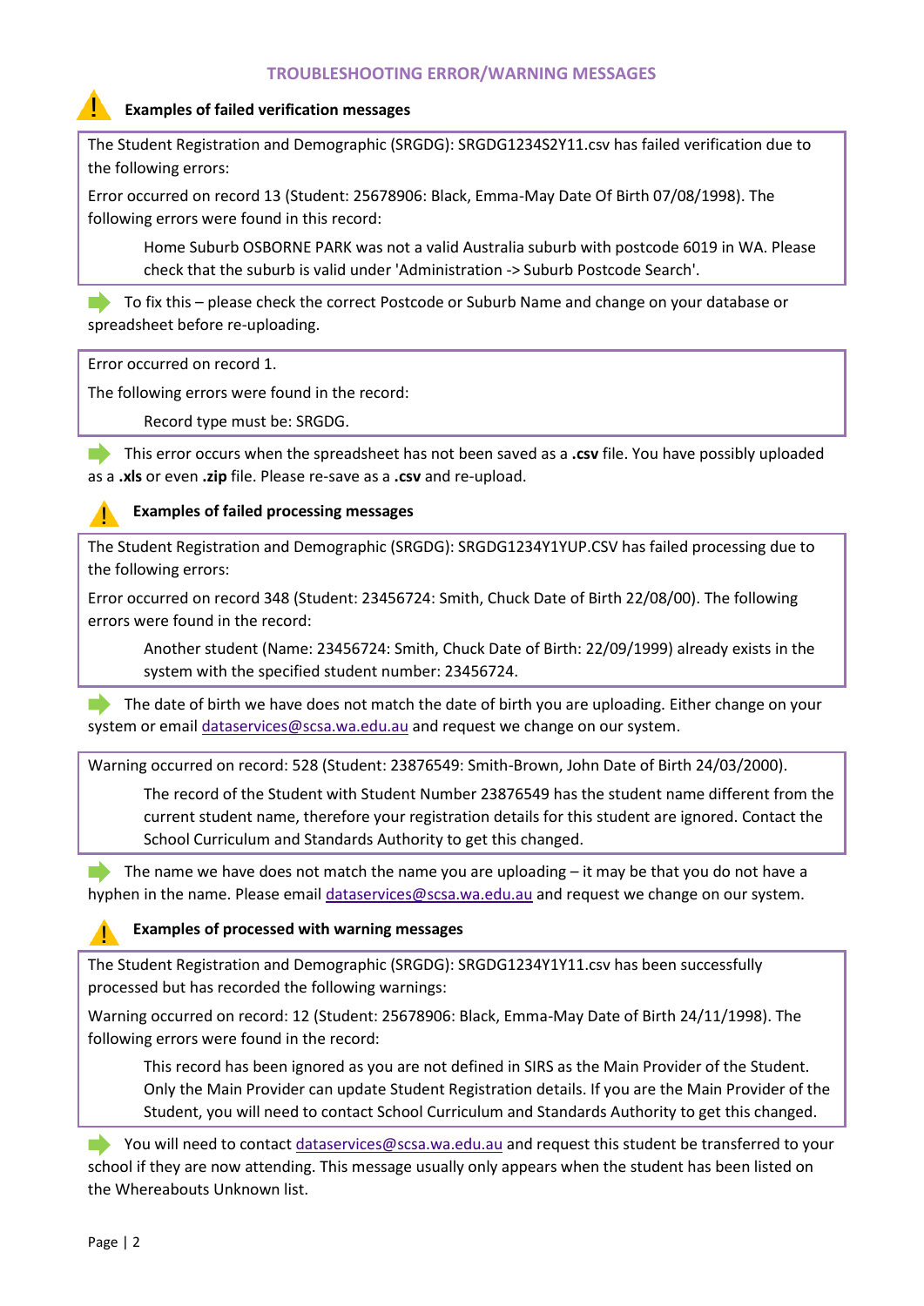## TROUBLESHOOTING ERROR/WARNING MESSAGES

### Examples of failed verification messages

> The Student Registration and Demographic (SRGDG): SRGDG1234S2Y11.csv has failed verification due to the following errors:
>
> Error occurred on record 13 (Student: 25678906: Black, Emma-May Date Of Birth 07/08/1998). The following errors were found in this record:
>
> Home Suburb OSBORNE PARK was not a valid Australia suburb with postcode 6019 in WA. Please check that the suburb is valid under 'Administration -> Suburb Postcode Search'.

To fix this – please check the correct Postcode or Suburb Name and change on your database or spreadsheet before re-uploading.

> Error occurred on record 1.
>
> The following errors were found in the record:
>
> Record type must be: SRGDG.

This error occurs when the spreadsheet has not been saved as a **.csv** file. You have possibly uploaded as a **.xls** or even **.zip** file. Please re-save as a **.csv** and re-upload.

### Examples of failed processing messages

> The Student Registration and Demographic (SRGDG): SRGDG1234Y1YUP.CSV has failed processing due to the following errors:
>
> Error occurred on record 348 (Student: 23456724: Smith, Chuck Date of Birth 22/08/00). The following errors were found in the record:
>
> Another student (Name: 23456724: Smith, Chuck Date of Birth: 22/09/1999) already exists in the system with the specified student number: 23456724.

The date of birth we have does not match the date of birth you are uploading. Either change on your system or email dataservices@scsa.wa.edu.au and request we change on our system.

> Warning occurred on record: 528 (Student: 23876549: Smith-Brown, John Date of Birth 24/03/2000).
>
> The record of the Student with Student Number 23876549 has the student name different from the current student name, therefore your registration details for this student are ignored. Contact the School Curriculum and Standards Authority to get this changed.

The name we have does not match the name you are uploading – it may be that you do not have a hyphen in the name. Please email dataservices@scsa.wa.edu.au and request we change on our system.

### Examples of processed with warning messages

> The Student Registration and Demographic (SRGDG): SRGDG1234Y1Y11.csv has been successfully processed but has recorded the following warnings:
>
> Warning occurred on record: 12 (Student: 25678906: Black, Emma-May Date of Birth 24/11/1998). The following errors were found in the record:
>
> This record has been ignored as you are not defined in SIRS as the Main Provider of the Student. Only the Main Provider can update Student Registration details. If you are the Main Provider of the Student, you will need to contact School Curriculum and Standards Authority to get this changed.

You will need to contact dataservices@scsa.wa.edu.au and request this student be transferred to your school if they are now attending. This message usually only appears when the student has been listed on the Whereabouts Unknown list.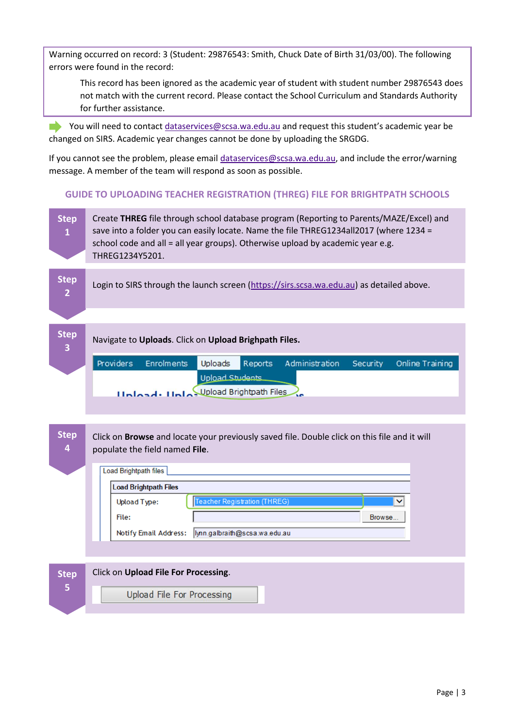Warning occurred on record: 3 (Student: 29876543: Smith, Chuck Date of Birth 31/03/00). The following errors were found in the record:

> This record has been ignored as the academic year of student with student number 29876543 does not match with the current record. Please contact the School Curriculum and Standards Authority for further assistance.

You will need to contact dataservices@scsa.wa.edu.au and request this student's academic year be changed on SIRS. Academic year changes cannot be done by uploading the SRGDG.

If you cannot see the problem, please email dataservices@scsa.wa.edu.au, and include the error/warning message. A member of the team will respond as soon as possible.

## GUIDE TO UPLOADING TEACHER REGISTRATION (THREG) FILE FOR BRIGHTPATH SCHOOLS

**Step 1**

Create **THREG** file through school database program (Reporting to Parents/MAZE/Excel) and save into a folder you can easily locate. Name the file THREG1234all2017 (where 1234 = school code and all = all year groups). Otherwise upload by academic year e.g. THREG1234Y5201.

**Step 2**

Login to SIRS through the launch screen (https://sirs.scsa.wa.edu.au) as detailed above.

**Step 3**

Navigate to **Uploads**. Click on **Upload Brighpath Files.**

Providers Enrolments Uploads Reports Administration Security Online Training

Upload Students

Upload Brightpath Files

**Step 4**

Click on **Browse** and locate your previously saved file. Double click on this file and it will populate the field named **File**.

Load Brightpath files

**Load Brightpath Files**

Upload Type: Teacher Registration (THREG)

File: Browse...

Notify Email Address: lynn.galbraith@scsa.wa.edu.au

**Step 5**

Click on **Upload File For Processing**.

Upload File For Processing